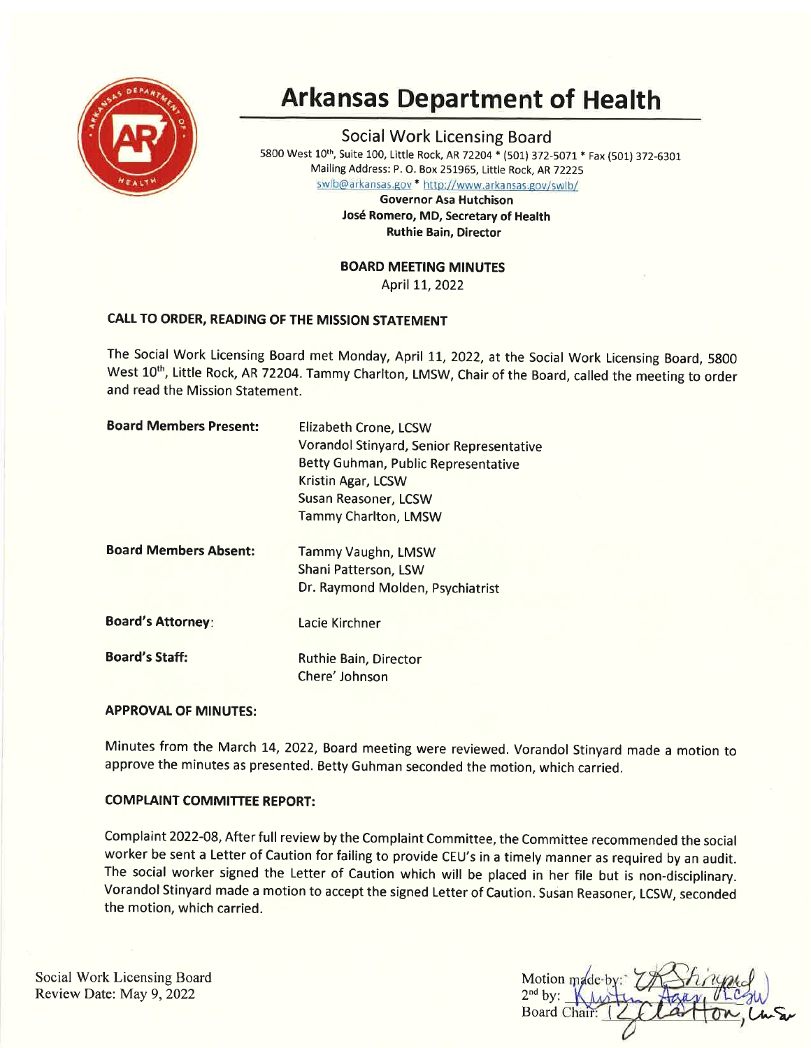# Arkansas Department of Health

## Social Work Licensing Board

5800 West 10th, Suite 100, Little Rock, AR 72204 * (501) 372-5071 * Fax (501) 372-6301
Mailing Address: P. O. Box 251965, Little Rock, AR 72225
swlb@arkansas.gov * http://www.arkansas.gov/swlb/

**Governor Asa Hutchison**
**José Romero, MD, Secretary of Health**
**Ruthie Bain, Director**

**BOARD MEETING MINUTES**
April 11, 2022

### CALL TO ORDER, READING OF THE MISSION STATEMENT

The Social Work Licensing Board met Monday, April 11, 2022, at the Social Work Licensing Board, 5800 West 10th, Little Rock, AR 72204. Tammy Charlton, LMSW, Chair of the Board, called the meeting to order and read the Mission Statement.

**Board Members Present:**
Elizabeth Crone, LCSW
Vorandol Stinyard, Senior Representative
Betty Guhman, Public Representative
Kristin Agar, LCSW
Susan Reasoner, LCSW
Tammy Charlton, LMSW

**Board Members Absent:**
Tammy Vaughn, LMSW
Shani Patterson, LSW
Dr. Raymond Molden, Psychiatrist

**Board's Attorney:** Lacie Kirchner

**Board's Staff:**
Ruthie Bain, Director
Chere' Johnson

### APPROVAL OF MINUTES:

Minutes from the March 14, 2022, Board meeting were reviewed. Vorandol Stinyard made a motion to approve the minutes as presented. Betty Guhman seconded the motion, which carried.

### COMPLAINT COMMITTEE REPORT:

Complaint 2022-08, After full review by the Complaint Committee, the Committee recommended the social worker be sent a Letter of Caution for failing to provide CEU's in a timely manner as required by an audit. The social worker signed the Letter of Caution which will be placed in her file but is non-disciplinary. Vorandol Stinyard made a motion to accept the signed Letter of Caution. Susan Reasoner, LCSW, seconded the motion, which carried.

Social Work Licensing Board
Review Date: May 9, 2022

Motion made by: V Stinyard
2nd by: Kristin Agar, LCSW
Board Chair: T Charlton, LMSW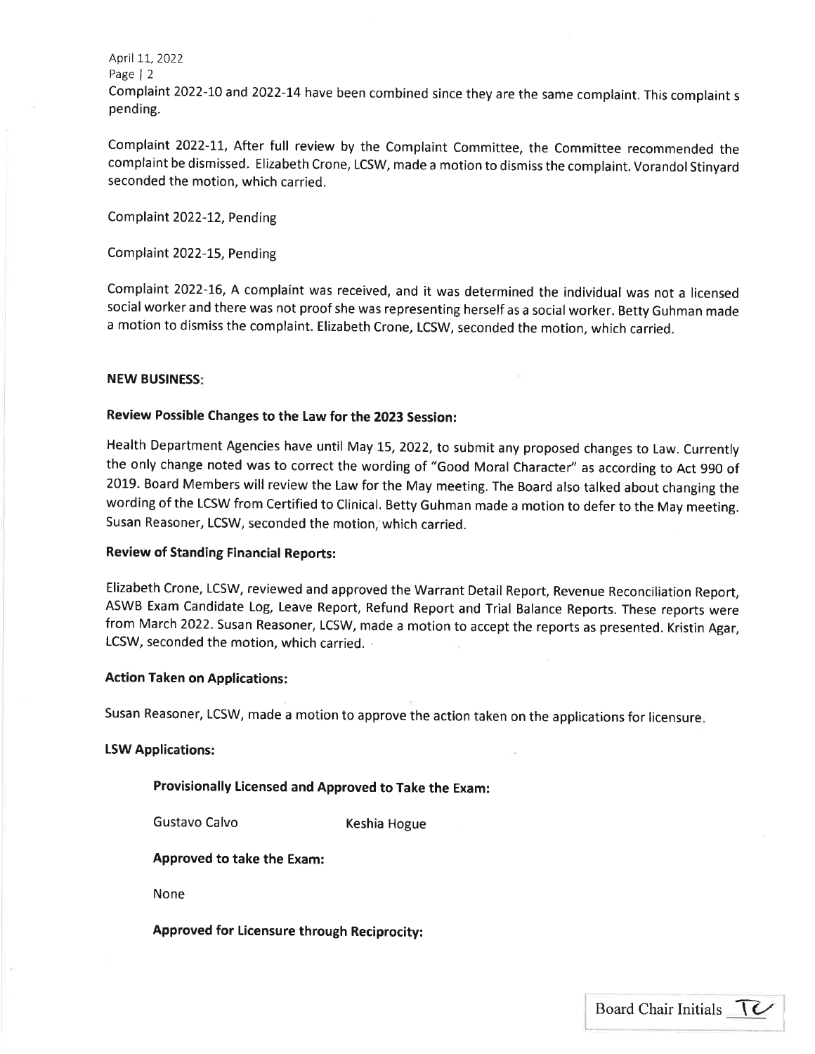Complaint 2022-10 and 2022-14 have been combined since they are the same complaint. This complaint s pending.

Complaint 2022-11, After full review by the Complaint Committee, the Committee recommended the complaint be dismissed. Elizabeth Crone, LCSW, made a motion to dismiss the complaint. Vorandol Stinyard seconded the motion, which carried.

Complaint 2022-12, Pending

Complaint 2022-15, Pending

Complaint 2022-16, A complaint was received, and it was determined the individual was not a licensed social worker and there was not proof she was representing herself as a social worker. Betty Guhman made a motion to dismiss the complaint. Elizabeth Crone, LCSW, seconded the motion, which carried.

**NEW BUSINESS:**

**Review Possible Changes to the Law for the 2023 Session:**

Health Department Agencies have until May 15, 2022, to submit any proposed changes to Law. Currently the only change noted was to correct the wording of "Good Moral Character" as according to Act 990 of 2019. Board Members will review the Law for the May meeting. The Board also talked about changing the wording of the LCSW from Certified to Clinical. Betty Guhman made a motion to defer to the May meeting. Susan Reasoner, LCSW, seconded the motion, which carried.

**Review of Standing Financial Reports:**

Elizabeth Crone, LCSW, reviewed and approved the Warrant Detail Report, Revenue Reconciliation Report, ASWB Exam Candidate Log, Leave Report, Refund Report and Trial Balance Reports. These reports were from March 2022. Susan Reasoner, LCSW, made a motion to accept the reports as presented. Kristin Agar, LCSW, seconded the motion, which carried.

**Action Taken on Applications:**

Susan Reasoner, LCSW, made a motion to approve the action taken on the applications for licensure.

**LSW Applications:**

**Provisionally Licensed and Approved to Take the Exam:**

Gustavo Calvo Keshia Hogue

**Approved to take the Exam:**

None

**Approved for Licensure through Reciprocity:**

Board Chair Initials TC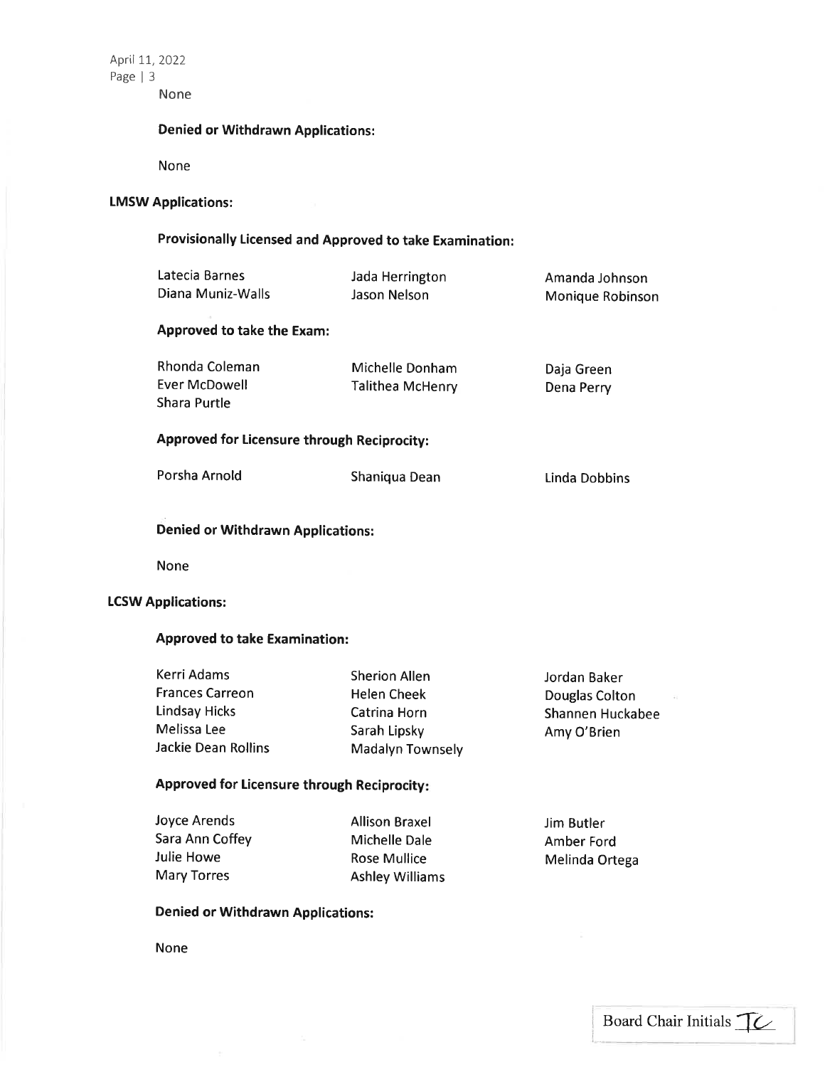None

**Denied or Withdrawn Applications:**

None

**LMSW Applications:**

**Provisionally Licensed and Approved to take Examination:**

| | | |
|---|---|---|
| Latecia Barnes | Jada Herrington | Amanda Johnson |
| Diana Muniz-Walls | Jason Nelson | Monique Robinson |

**Approved to take the Exam:**

| | | |
|---|---|---|
| Rhonda Coleman | Michelle Donham | Daja Green |
| Ever McDowell | Talithea McHenry | Dena Perry |
| Shara Purtle | | |

**Approved for Licensure through Reciprocity:**

| | | |
|---|---|---|
| Porsha Arnold | Shaniqua Dean | Linda Dobbins |

**Denied or Withdrawn Applications:**

None

**LCSW Applications:**

**Approved to take Examination:**

| | | |
|---|---|---|
| Kerri Adams | Sherion Allen | Jordan Baker |
| Frances Carreon | Helen Cheek | Douglas Colton |
| Lindsay Hicks | Catrina Horn | Shannen Huckabee |
| Melissa Lee | Sarah Lipsky | Amy O'Brien |
| Jackie Dean Rollins | Madalyn Townsely | |

**Approved for Licensure through Reciprocity:**

| | | |
|---|---|---|
| Joyce Arends | Allison Braxel | Jim Butler |
| Sara Ann Coffey | Michelle Dale | Amber Ford |
| Julie Howe | Rose Mullice | Melinda Ortega |
| Mary Torres | Ashley Williams | |

**Denied or Withdrawn Applications:**

None

Board Chair Initials TC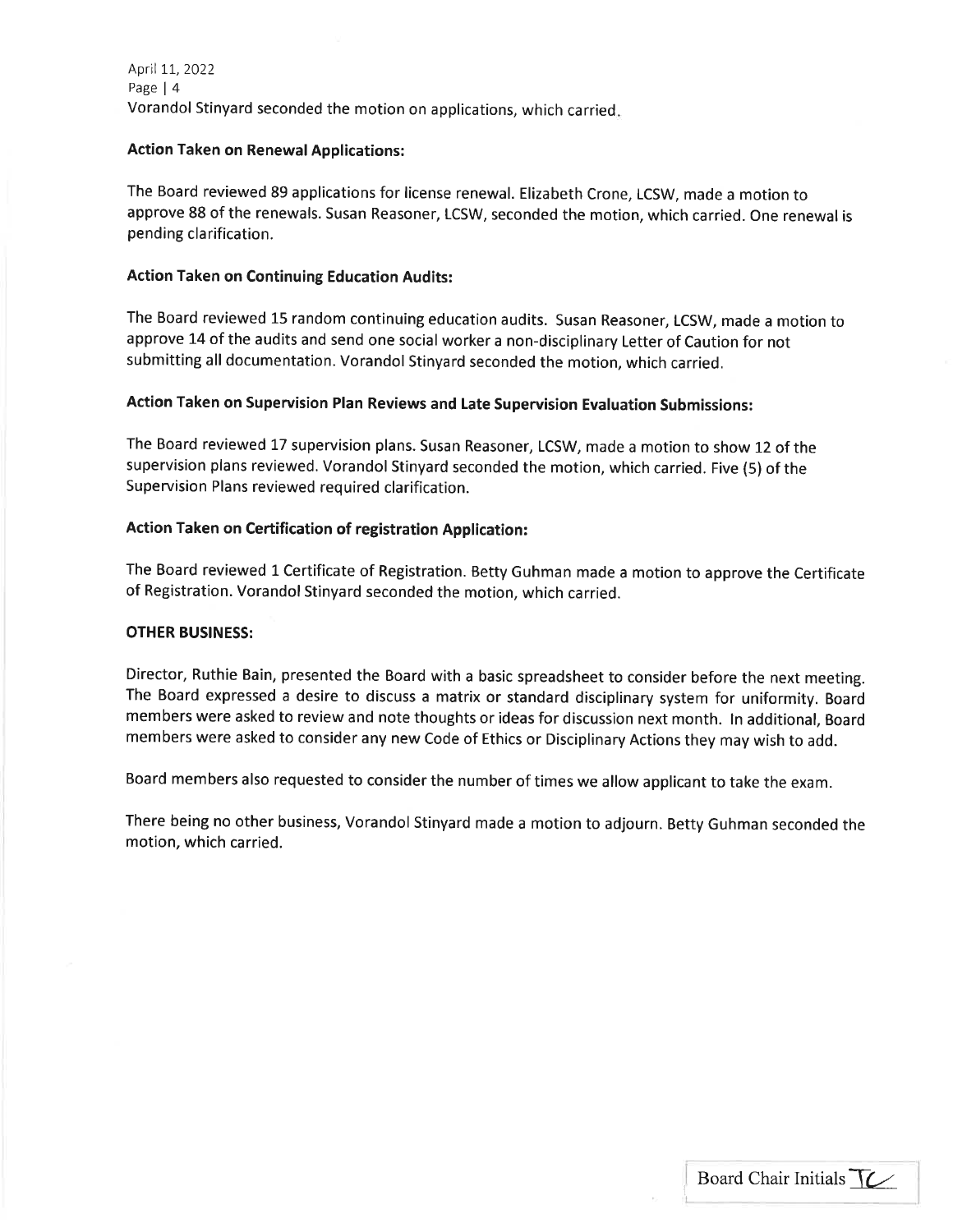Vorandol Stinyard seconded the motion on applications, which carried.

**Action Taken on Renewal Applications:**

The Board reviewed 89 applications for license renewal. Elizabeth Crone, LCSW, made a motion to approve 88 of the renewals. Susan Reasoner, LCSW, seconded the motion, which carried. One renewal is pending clarification.

**Action Taken on Continuing Education Audits:**

The Board reviewed 15 random continuing education audits. Susan Reasoner, LCSW, made a motion to approve 14 of the audits and send one social worker a non-disciplinary Letter of Caution for not submitting all documentation. Vorandol Stinyard seconded the motion, which carried.

**Action Taken on Supervision Plan Reviews and Late Supervision Evaluation Submissions:**

The Board reviewed 17 supervision plans. Susan Reasoner, LCSW, made a motion to show 12 of the supervision plans reviewed. Vorandol Stinyard seconded the motion, which carried. Five (5) of the Supervision Plans reviewed required clarification.

**Action Taken on Certification of registration Application:**

The Board reviewed 1 Certificate of Registration. Betty Guhman made a motion to approve the Certificate of Registration. Vorandol Stinyard seconded the motion, which carried.

**OTHER BUSINESS:**

Director, Ruthie Bain, presented the Board with a basic spreadsheet to consider before the next meeting. The Board expressed a desire to discuss a matrix or standard disciplinary system for uniformity. Board members were asked to review and note thoughts or ideas for discussion next month. In additional, Board members were asked to consider any new Code of Ethics or Disciplinary Actions they may wish to add.

Board members also requested to consider the number of times we allow applicant to take the exam.

There being no other business, Vorandol Stinyard made a motion to adjourn. Betty Guhman seconded the motion, which carried.

Board Chair Initials TC